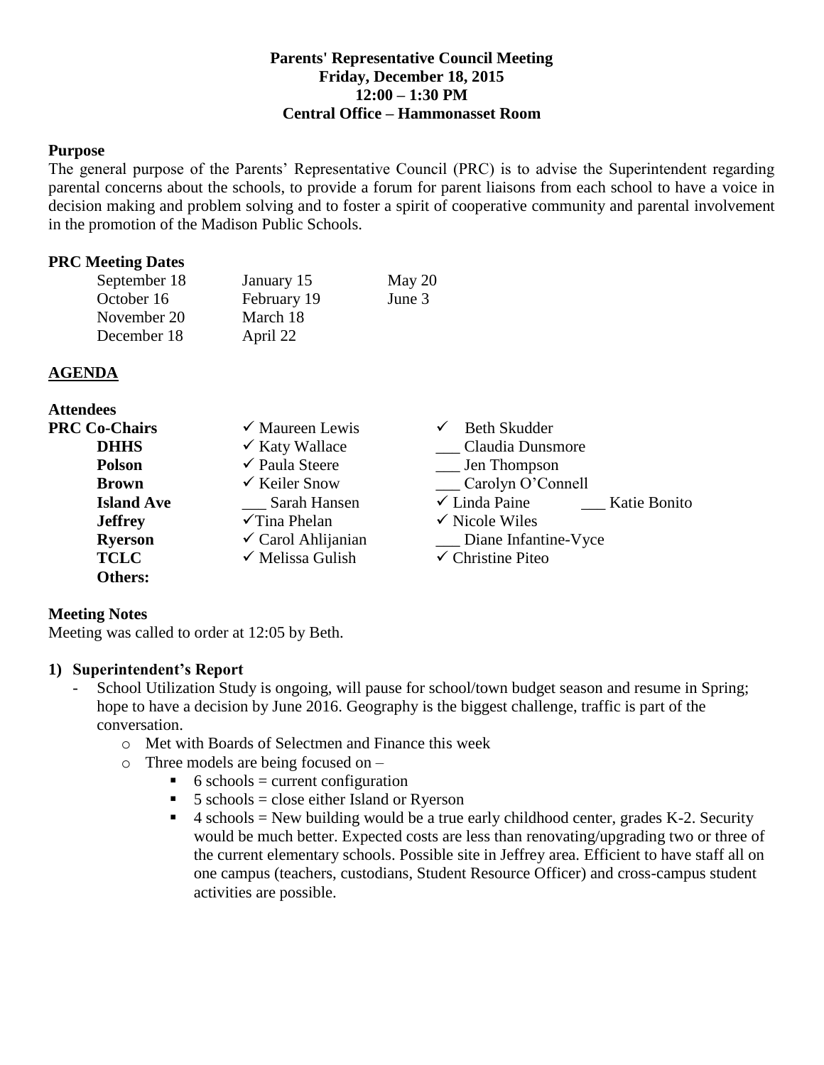**Parents' Representative Council Meeting**
**Friday, December 18, 2015**
**12:00 – 1:30 PM**
**Central Office – Hammonasset Room**

**Purpose**

The general purpose of the Parents' Representative Council (PRC) is to advise the Superintendent regarding parental concerns about the schools, to provide a forum for parent liaisons from each school to have a voice in decision making and problem solving and to foster a spirit of cooperative community and parental involvement in the promotion of the Madison Public Schools.

**PRC Meeting Dates**

| | | |
|---|---|---|
| September 18 | January 15 | May 20 |
| October 16 | February 19 | June 3 |
| November 20 | March 18 | |
| December 18 | April 22 | |

## AGENDA

**Attendees**

| | | | |
|---|---|---|---|
| **PRC Co-Chairs** | ✓ Maureen Lewis | ✓ Beth Skudder | |
| **DHHS** | ✓ Katy Wallace | ___ Claudia Dunsmore | |
| **Polson** | ✓ Paula Steere | ___ Jen Thompson | |
| **Brown** | ✓ Keiler Snow | ___ Carolyn O'Connell | |
| **Island Ave** | ___ Sarah Hansen | ✓ Linda Paine | ___ Katie Bonito |
| **Jeffrey** | ✓Tina Phelan | ✓ Nicole Wiles | |
| **Ryerson** | ✓ Carol Ahlijanian | ___ Diane Infantine-Vyce | |
| **TCLC** | ✓ Melissa Gulish | ✓ Christine Piteo | |
| **Others:** | | | |

**Meeting Notes**

Meeting was called to order at 12:05 by Beth.

**1) Superintendent's Report**

- School Utilization Study is ongoing, will pause for school/town budget season and resume in Spring; hope to have a decision by June 2016. Geography is the biggest challenge, traffic is part of the conversation.
  - Met with Boards of Selectmen and Finance this week
  - Three models are being focused on –
    - 6 schools = current configuration
    - 5 schools = close either Island or Ryerson
    - 4 schools = New building would be a true early childhood center, grades K-2. Security would be much better. Expected costs are less than renovating/upgrading two or three of the current elementary schools. Possible site in Jeffrey area. Efficient to have staff all on one campus (teachers, custodians, Student Resource Officer) and cross-campus student activities are possible.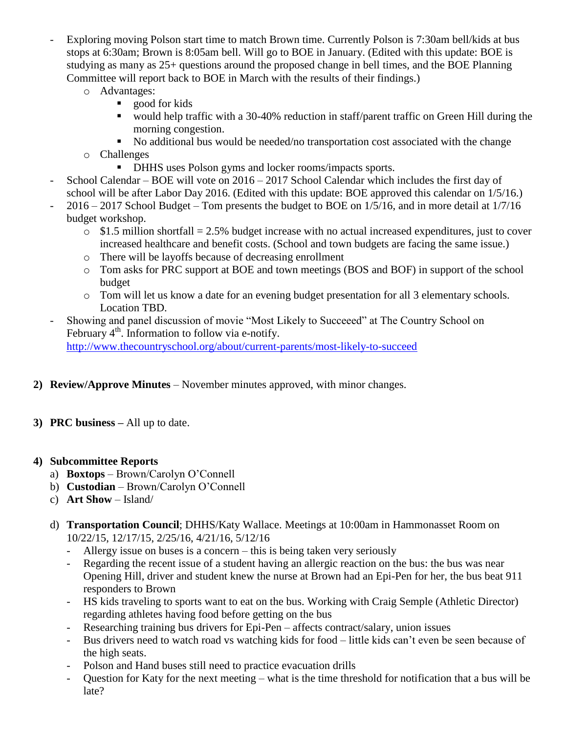- Exploring moving Polson start time to match Brown time. Currently Polson is 7:30am bell/kids at bus stops at 6:30am; Brown is 8:05am bell. Will go to BOE in January. (Edited with this update: BOE is studying as many as 25+ questions around the proposed change in bell times, and the BOE Planning Committee will report back to BOE in March with the results of their findings.)
    - Advantages:
        - good for kids
        - would help traffic with a 30-40% reduction in staff/parent traffic on Green Hill during the morning congestion.
        - No additional bus would be needed/no transportation cost associated with the change
    - Challenges
        - DHHS uses Polson gyms and locker rooms/impacts sports.
- School Calendar – BOE will vote on 2016 – 2017 School Calendar which includes the first day of school will be after Labor Day 2016. (Edited with this update: BOE approved this calendar on 1/5/16.)
- 2016 – 2017 School Budget – Tom presents the budget to BOE on 1/5/16, and in more detail at 1/7/16 budget workshop.
    - $1.5 million shortfall = 2.5% budget increase with no actual increased expenditures, just to cover increased healthcare and benefit costs. (School and town budgets are facing the same issue.)
    - There will be layoffs because of decreasing enrollment
    - Tom asks for PRC support at BOE and town meetings (BOS and BOF) in support of the school budget
    - Tom will let us know a date for an evening budget presentation for all 3 elementary schools. Location TBD.
- Showing and panel discussion of movie "Most Likely to Succeeed" at The Country School on February 4th. Information to follow via e-notify. http://www.thecountryschool.org/about/current-parents/most-likely-to-succeed

2) **Review/Approve Minutes** – November minutes approved, with minor changes.

3) **PRC business –** All up to date.

4) **Subcommittee Reports**
    a) **Boxtops** – Brown/Carolyn O'Connell
    b) **Custodian** – Brown/Carolyn O'Connell
    c) **Art Show** – Island/
    d) **Transportation Council**; DHHS/Katy Wallace. Meetings at 10:00am in Hammonasset Room on 10/22/15, 12/17/15, 2/25/16, 4/21/16, 5/12/16
        - Allergy issue on buses is a concern – this is being taken very seriously
        - Regarding the recent issue of a student having an allergic reaction on the bus: the bus was near Opening Hill, driver and student knew the nurse at Brown had an Epi-Pen for her, the bus beat 911 responders to Brown
        - HS kids traveling to sports want to eat on the bus. Working with Craig Semple (Athletic Director) regarding athletes having food before getting on the bus
        - Researching training bus drivers for Epi-Pen – affects contract/salary, union issues
        - Bus drivers need to watch road vs watching kids for food – little kids can't even be seen because of the high seats.
        - Polson and Hand buses still need to practice evacuation drills
        - Question for Katy for the next meeting – what is the time threshold for notification that a bus will be late?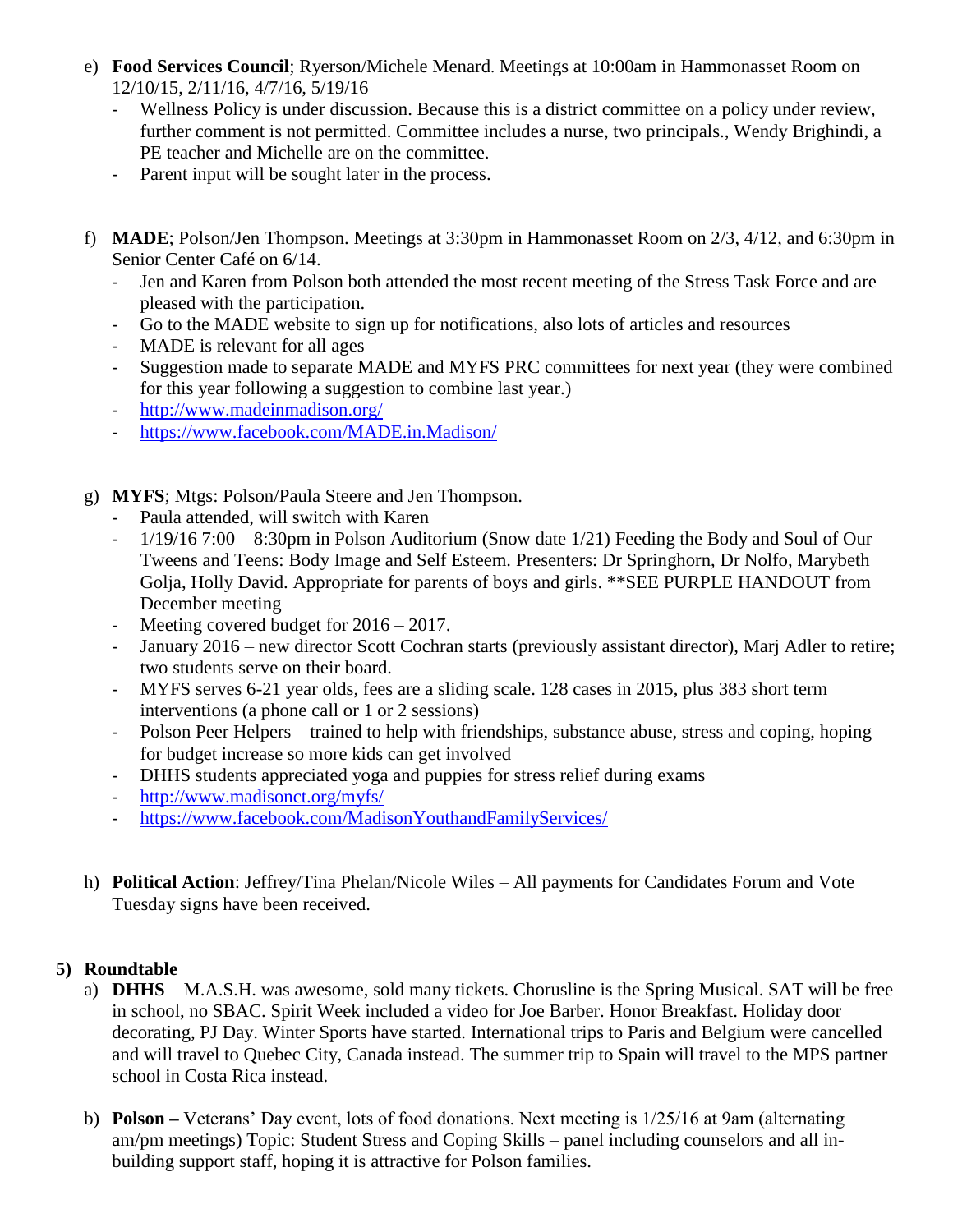e) **Food Services Council**; Ryerson/Michele Menard. Meetings at 10:00am in Hammonasset Room on 12/10/15, 2/11/16, 4/7/16, 5/19/16
   - Wellness Policy is under discussion. Because this is a district committee on a policy under review, further comment is not permitted. Committee includes a nurse, two principals., Wendy Brighindi, a PE teacher and Michelle are on the committee.
   - Parent input will be sought later in the process.

f) **MADE**; Polson/Jen Thompson. Meetings at 3:30pm in Hammonasset Room on 2/3, 4/12, and 6:30pm in Senior Center Café on 6/14.
   - Jen and Karen from Polson both attended the most recent meeting of the Stress Task Force and are pleased with the participation.
   - Go to the MADE website to sign up for notifications, also lots of articles and resources
   - MADE is relevant for all ages
   - Suggestion made to separate MADE and MYFS PRC committees for next year (they were combined for this year following a suggestion to combine last year.)
   - http://www.madeinmadison.org/
   - https://www.facebook.com/MADE.in.Madison/

g) **MYFS**; Mtgs: Polson/Paula Steere and Jen Thompson.
   - Paula attended, will switch with Karen
   - 1/19/16 7:00 – 8:30pm in Polson Auditorium (Snow date 1/21) Feeding the Body and Soul of Our Tweens and Teens: Body Image and Self Esteem. Presenters: Dr Springhorn, Dr Nolfo, Marybeth Golja, Holly David. Appropriate for parents of boys and girls. **SEE PURPLE HANDOUT from December meeting
   - Meeting covered budget for 2016 – 2017.
   - January 2016 – new director Scott Cochran starts (previously assistant director), Marj Adler to retire; two students serve on their board.
   - MYFS serves 6-21 year olds, fees are a sliding scale. 128 cases in 2015, plus 383 short term interventions (a phone call or 1 or 2 sessions)
   - Polson Peer Helpers – trained to help with friendships, substance abuse, stress and coping, hoping for budget increase so more kids can get involved
   - DHHS students appreciated yoga and puppies for stress relief during exams
   - http://www.madisonct.org/myfs/
   - https://www.facebook.com/MadisonYouthandFamilyServices/

h) **Political Action**: Jeffrey/Tina Phelan/Nicole Wiles – All payments for Candidates Forum and Vote Tuesday signs have been received.

**5) Roundtable**

a) **DHHS** – M.A.S.H. was awesome, sold many tickets. Chorusline is the Spring Musical. SAT will be free in school, no SBAC. Spirit Week included a video for Joe Barber. Honor Breakfast. Holiday door decorating, PJ Day. Winter Sports have started. International trips to Paris and Belgium were cancelled and will travel to Quebec City, Canada instead. The summer trip to Spain will travel to the MPS partner school in Costa Rica instead.

b) **Polson –** Veterans' Day event, lots of food donations. Next meeting is 1/25/16 at 9am (alternating am/pm meetings) Topic: Student Stress and Coping Skills – panel including counselors and all in-building support staff, hoping it is attractive for Polson families.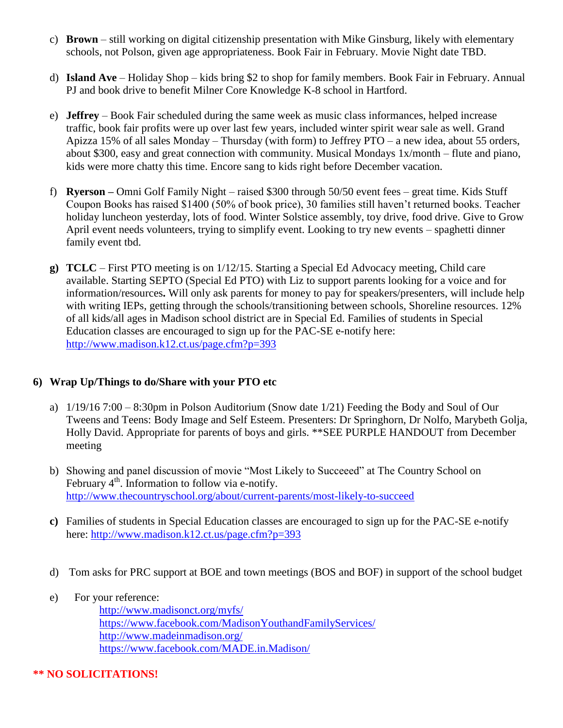c) **Brown** – still working on digital citizenship presentation with Mike Ginsburg, likely with elementary schools, not Polson, given age appropriateness. Book Fair in February. Movie Night date TBD.

d) **Island Ave** – Holiday Shop – kids bring $2 to shop for family members. Book Fair in February. Annual PJ and book drive to benefit Milner Core Knowledge K-8 school in Hartford.

e) **Jeffrey** – Book Fair scheduled during the same week as music class informances, helped increase traffic, book fair profits were up over last few years, included winter spirit wear sale as well. Grand Apizza 15% of all sales Monday – Thursday (with form) to Jeffrey PTO – a new idea, about 55 orders, about $300, easy and great connection with community. Musical Mondays 1x/month – flute and piano, kids were more chatty this time. Encore sang to kids right before December vacation.

f) **Ryerson –** Omni Golf Family Night – raised $300 through 50/50 event fees – great time. Kids Stuff Coupon Books has raised $1400 (50% of book price), 30 families still haven't returned books. Teacher holiday luncheon yesterday, lots of food. Winter Solstice assembly, toy drive, food drive. Give to Grow April event needs volunteers, trying to simplify event. Looking to try new events – spaghetti dinner family event tbd.

**g)** **TCLC** – First PTO meeting is on 1/12/15. Starting a Special Ed Advocacy meeting, Child care available. Starting SEPTO (Special Ed PTO) with Liz to support parents looking for a voice and for information/resources**.** Will only ask parents for money to pay for speakers/presenters, will include help with writing IEPs, getting through the schools/transitioning between schools, Shoreline resources. 12% of all kids/all ages in Madison school district are in Special Ed. Families of students in Special Education classes are encouraged to sign up for the PAC-SE e-notify here: http://www.madison.k12.ct.us/page.cfm?p=393

## 6) Wrap Up/Things to do/Share with your PTO etc

a) 1/19/16 7:00 – 8:30pm in Polson Auditorium (Snow date 1/21) Feeding the Body and Soul of Our Tweens and Teens: Body Image and Self Esteem. Presenters: Dr Springhorn, Dr Nolfo, Marybeth Golja, Holly David. Appropriate for parents of boys and girls. **SEE PURPLE HANDOUT from December meeting

b) Showing and panel discussion of movie "Most Likely to Succeeed" at The Country School on February 4th. Information to follow via e-notify. http://www.thecountryschool.org/about/current-parents/most-likely-to-succeed

**c)** Families of students in Special Education classes are encouraged to sign up for the PAC-SE e-notify here: http://www.madison.k12.ct.us/page.cfm?p=393

d) Tom asks for PRC support at BOE and town meetings (BOS and BOF) in support of the school budget

e) For your reference:
 http://www.madisonct.org/myfs/
 https://www.facebook.com/MadisonYouthandFamilyServices/
 http://www.madeinmadison.org/
 https://www.facebook.com/MADE.in.Madison/

**** NO SOLICITATIONS!**